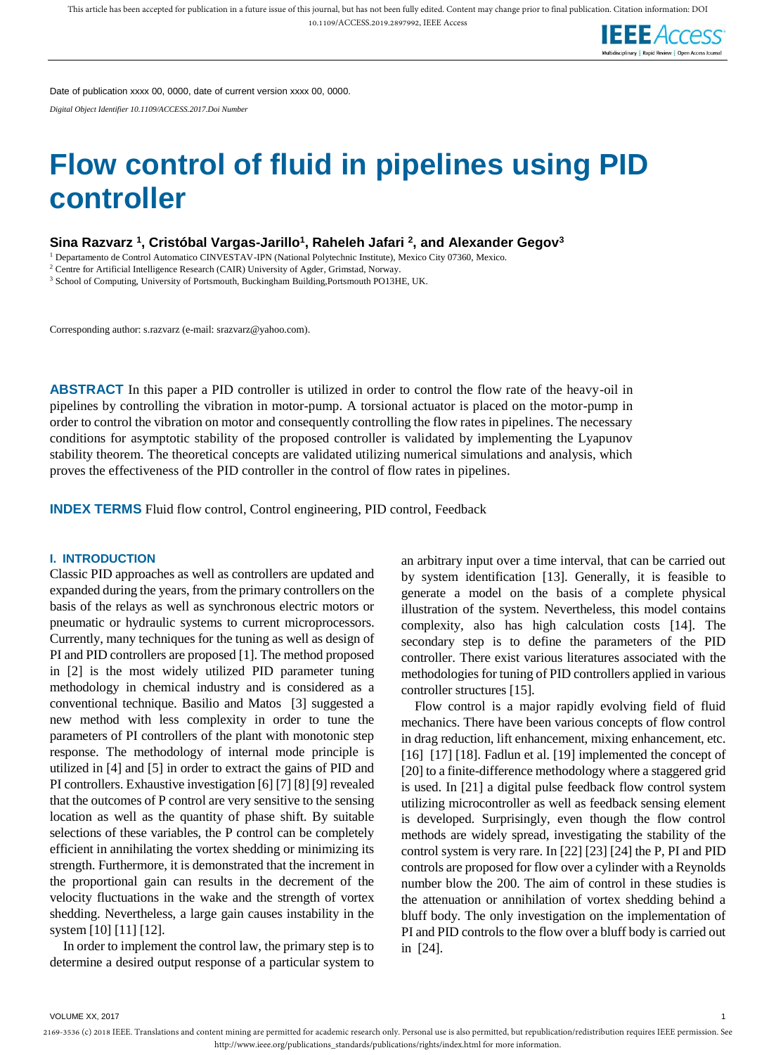Date of publication xxxx 00, 0000, date of current version xxxx 00, 0000.

*Digital Object Identifier 10.1109/ACCESS.2017.Doi Number*

# Flow control of fluid in pipelines using PID controller

**Sina Razvarz [1], Cristóbal Vargas-Jarillo[1], Raheleh Jafari [2], and Alexander Gegov[3]**

[1] Departamento de Control Automatico CINVESTAV-IPN (National Polytechnic Institute), Mexico City 07360, Mexico.
[2] Centre for Artificial Intelligence Research (CAIR) University of Agder, Grimstad, Norway.
[3] School of Computing, University of Portsmouth, Buckingham Building,Portsmouth PO13HE, UK.

Corresponding author: s.razvarz (e-mail: srazvarz@yahoo.com).

**ABSTRACT** In this paper a PID controller is utilized in order to control the flow rate of the heavy-oil in pipelines by controlling the vibration in motor-pump. A torsional actuator is placed on the motor-pump in order to control the vibration on motor and consequently controlling the flow rates in pipelines. The necessary conditions for asymptotic stability of the proposed controller is validated by implementing the Lyapunov stability theorem. The theoretical concepts are validated utilizing numerical simulations and analysis, which proves the effectiveness of the PID controller in the control of flow rates in pipelines.

**INDEX TERMS** Fluid flow control, Control engineering, PID control, Feedback

## I. INTRODUCTION

Classic PID approaches as well as controllers are updated and expanded during the years, from the primary controllers on the basis of the relays as well as synchronous electric motors or pneumatic or hydraulic systems to current microprocessors. Currently, many techniques for the tuning as well as design of PI and PID controllers are proposed [1]. The method proposed in [2] is the most widely utilized PID parameter tuning methodology in chemical industry and is considered as a conventional technique. Basilio and Matos [3] suggested a new method with less complexity in order to tune the parameters of PI controllers of the plant with monotonic step response. The methodology of internal mode principle is utilized in [4] and [5] in order to extract the gains of PID and PI controllers. Exhaustive investigation [6] [7] [8] [9] revealed that the outcomes of P control are very sensitive to the sensing location as well as the quantity of phase shift. By suitable selections of these variables, the P control can be completely efficient in annihilating the vortex shedding or minimizing its strength. Furthermore, it is demonstrated that the increment in the proportional gain can results in the decrement of the velocity fluctuations in the wake and the strength of vortex shedding. Nevertheless, a large gain causes instability in the system [10] [11] [12].

In order to implement the control law, the primary step is to determine a desired output response of a particular system to an arbitrary input over a time interval, that can be carried out by system identification [13]. Generally, it is feasible to generate a model on the basis of a complete physical illustration of the system. Nevertheless, this model contains complexity, also has high calculation costs [14]. The secondary step is to define the parameters of the PID controller. There exist various literatures associated with the methodologies for tuning of PID controllers applied in various controller structures [15].

Flow control is a major rapidly evolving field of fluid mechanics. There have been various concepts of flow control in drag reduction, lift enhancement, mixing enhancement, etc. [16] [17] [18]. Fadlun et al. [19] implemented the concept of [20] to a finite-difference methodology where a staggered grid is used. In [21] a digital pulse feedback flow control system utilizing microcontroller as well as feedback sensing element is developed. Surprisingly, even though the flow control methods are widely spread, investigating the stability of the control system is very rare. In [22] [23] [24] the P, PI and PID controls are proposed for flow over a cylinder with a Reynolds number blow the 200. The aim of control in these studies is the attenuation or annihilation of vortex shedding behind a bluff body. The only investigation on the implementation of PI and PID controls to the flow over a bluff body is carried out in [24].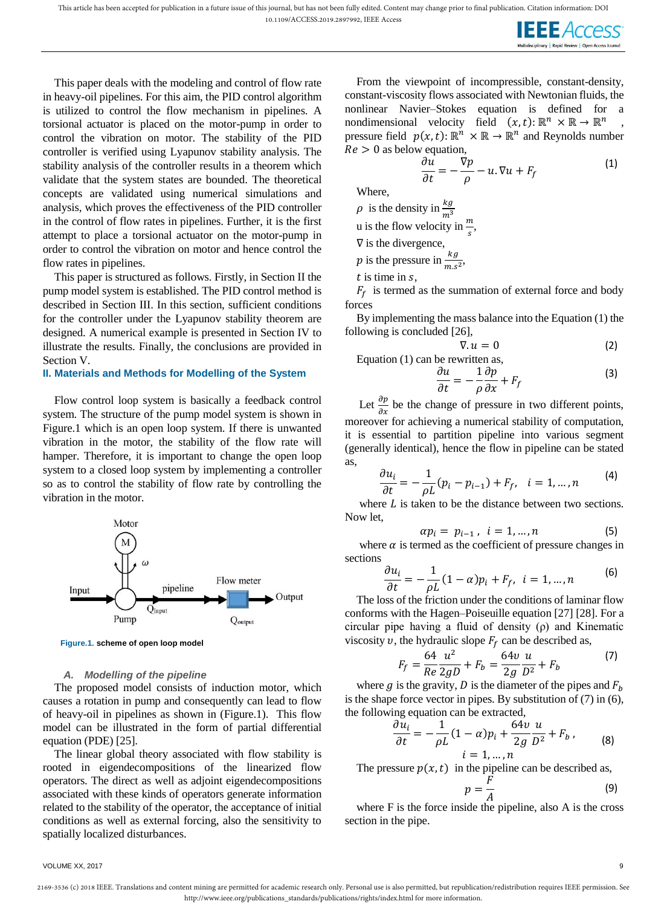This paper deals with the modeling and control of flow rate in heavy-oil pipelines. For this aim, the PID control algorithm is utilized to control the flow mechanism in pipelines. A torsional actuator is placed on the motor-pump in order to control the vibration on motor. The stability of the PID controller is verified using Lyapunov stability analysis. The stability analysis of the controller results in a theorem which validate that the system states are bounded. The theoretical concepts are validated using numerical simulations and analysis, which proves the effectiveness of the PID controller in the control of flow rates in pipelines. Further, it is the first attempt to place a torsional actuator on the motor-pump in order to control the vibration on motor and hence control the flow rates in pipelines.

This paper is structured as follows. Firstly, in Section II the pump model system is established. The PID control method is described in Section III. In this section, sufficient conditions for the controller under the Lyapunov stability theorem are designed. A numerical example is presented in Section IV to illustrate the results. Finally, the conclusions are provided in Section V.

## II. Materials and Methods for Modelling of the System

Flow control loop system is basically a feedback control system. The structure of the pump model system is shown in Figure.1 which is an open loop system. If there is unwanted vibration in the motor, the stability of the flow rate will hamper. Therefore, it is important to change the open loop system to a closed loop system by implementing a controller so as to control the stability of flow rate by controlling the vibration in the motor.

Motor
M
$\omega$
Input
pipeline
Flow meter
Output
$Q_{Input}$
Pump
$Q_{output}$

**Figure.1.** scheme of open loop model

### A. Modelling of the pipeline

The proposed model consists of induction motor, which causes a rotation in pump and consequently can lead to flow of heavy-oil in pipelines as shown in (Figure.1). This flow model can be illustrated in the form of partial differential equation (PDE) [25].

The linear global theory associated with flow stability is rooted in eigendecompositions of the linearized flow operators. The direct as well as adjoint eigendecompositions associated with these kinds of operators generate information related to the stability of the operator, the acceptance of initial conditions as well as external forcing, also the sensitivity to spatially localized disturbances.

From the viewpoint of incompressible, constant-density, constant-viscosity flows associated with Newtonian fluids, the nonlinear Navier–Stokes equation is defined for a nondimensional velocity field $(x,t): \mathbb{R}^n \times \mathbb{R} \rightarrow \mathbb{R}^n$, pressure field $p(x,t): \mathbb{R}^n \times \mathbb{R} \rightarrow \mathbb{R}^n$ and Reynolds number $Re > 0$ as below equation,

$$\frac{\partial u}{\partial t} = -\frac{\nabla p}{\rho} - u.\nabla u + F_f \tag{1}$$

Where,

$\rho$ is the density in $\frac{kg}{m^3}$

u is the flow velocity in $\frac{m}{s}$,

$\nabla$ is the divergence,

$p$ is the pressure in $\frac{kg}{m.s^2}$,

$t$ is time in $s$,

$F_f$ is termed as the summation of external force and body forces

By implementing the mass balance into the Equation (1) the following is concluded [26],

$$\nabla.u = 0 \tag{2}$$

Equation (1) can be rewritten as,

$$\frac{\partial u}{\partial t} = -\frac{1}{\rho}\frac{\partial p}{\partial x} + F_f \tag{3}$$

Let $\frac{\partial p}{\partial x}$ be the change of pressure in two different points, moreover for achieving a numerical stability of computation, it is essential to partition pipeline into various segment (generally identical), hence the flow in pipeline can be stated as,

$$\frac{\partial u_i}{\partial t} = -\frac{1}{\rho L}(p_i - p_{i-1}) + F_f, \quad i = 1, \dots, n \tag{4}$$

where $L$ is taken to be the distance between two sections. Now let,

$$\alpha p_i = p_{i-1}, \quad i = 1, \dots, n \tag{5}$$

where $\alpha$ is termed as the coefficient of pressure changes in sections

$$\frac{\partial u_i}{\partial t} = -\frac{1}{\rho L}(1-\alpha)p_i + F_f, \quad i = 1, \dots, n \tag{6}$$

The loss of the friction under the conditions of laminar flow conforms with the Hagen–Poiseuille equation [27] [28]. For a circular pipe having a fluid of density ($\rho$) and Kinematic viscosity $\upsilon$, the hydraulic slope $F_f$ can be described as,

$$F_f = \frac{64}{Re}\frac{u^2}{2gD} + F_b = \frac{64\upsilon}{2g}\frac{u}{D^2} + F_b \tag{7}$$

where $g$ is the gravity, $D$ is the diameter of the pipes and $F_b$ is the shape force vector in pipes. By substitution of (7) in (6), the following equation can be extracted,

$$\frac{\partial u_i}{\partial t} = -\frac{1}{\rho L}(1-\alpha)p_i + \frac{64\upsilon}{2g}\frac{u}{D^2} + F_b, \quad i = 1, \dots, n \tag{8}$$

The pressure $p(x,t)$ in the pipeline can be described as,

$$p = \frac{F}{A} \tag{9}$$

where F is the force inside the pipeline, also A is the cross section in the pipe.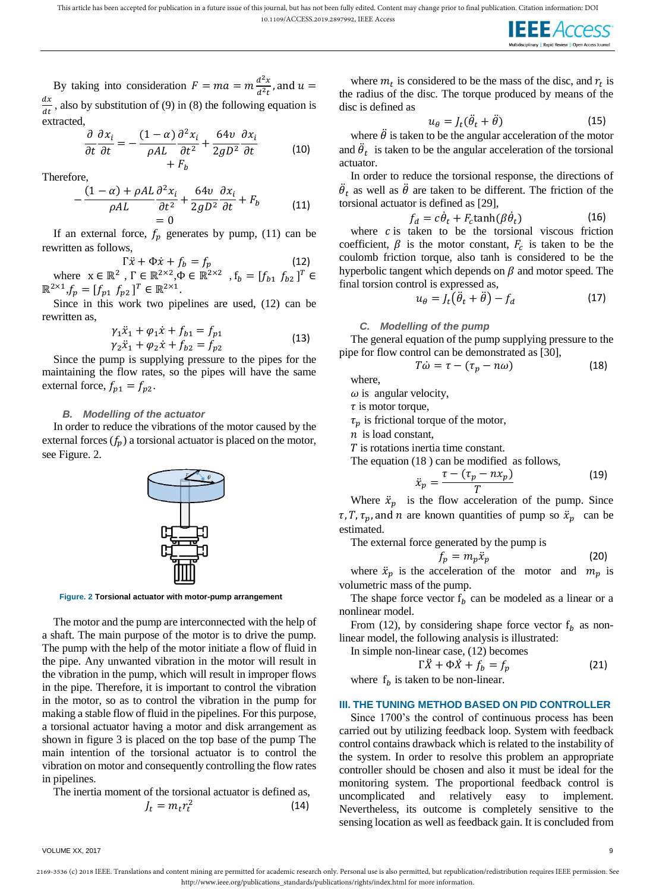By taking into consideration $F = ma = m\frac{d^2x}{d^2t}$, and $u = \frac{dx}{dt}$, also by substitution of (9) in (8) the following equation is extracted,

$$\frac{\partial}{\partial t}\frac{\partial x_i}{\partial t} = -\frac{(1-\alpha)}{\rho AL}\frac{\partial^2 x_i}{\partial t^2} + \frac{64\upsilon}{2gD^2}\frac{\partial x_i}{\partial t} + F_b \tag{10}$$

Therefore,

$$-\frac{(1-\alpha)+\rho AL}{\rho AL}\frac{\partial^2 x_i}{\partial t^2} + \frac{64\upsilon}{2gD^2}\frac{\partial x_i}{\partial t} + F_b = 0 \tag{11}$$

If an external force, $f_p$ generates by pump, (11) can be rewritten as follows,

$$\Gamma\ddot{x} + \Phi\dot{x} + f_b = f_p \tag{12}$$

where $x \in \mathbb{R}^2$, $\Gamma \in \mathbb{R}^{2\times 2}$, $\Phi \in \mathbb{R}^{2\times 2}$, $f_b = [f_{b1}\ f_{b2}]^T \in \mathbb{R}^{2\times 1}$, $f_p = [f_{p1}\ f_{p2}]^T \in \mathbb{R}^{2\times 1}$.

Since in this work two pipelines are used, (12) can be rewritten as,

$$\begin{aligned}\gamma_1\ddot{x}_1 + \varphi_1\dot{x} + f_{b1} = f_{p1}\\ \gamma_2\ddot{x}_1 + \varphi_2\dot{x} + f_{b2} = f_{p2}\end{aligned} \tag{13}$$

Since the pump is supplying pressure to the pipes for the maintaining the flow rates, so the pipes will have the same external force, $f_{p1} = f_{p2}$.

### B. Modelling of the actuator

In order to reduce the vibrations of the motor caused by the external forces ($f_p$) a torsional actuator is placed on the motor, see Figure. 2.

**Figure. 2** Torsional actuator with motor-pump arrangement

The motor and the pump are interconnected with the help of a shaft. The main purpose of the motor is to drive the pump. The pump with the help of the motor initiate a flow of fluid in the pipe. Any unwanted vibration in the motor will result in the vibration in the pump, which will result in improper flows in the pipe. Therefore, it is important to control the vibration in the motor, so as to control the vibration in the pump for making a stable flow of fluid in the pipelines. For this purpose, a torsional actuator having a motor and disk arrangement as shown in figure 3 is placed on the top base of the pump The main intention of the torsional actuator is to control the vibration on motor and consequently controlling the flow rates in pipelines.

The inertia moment of the torsional actuator is defined as,

$$J_t = m_t r_t^2 \tag{14}$$

where $m_t$ is considered to be the mass of the disc, and $r_t$ is the radius of the disc. The torque produced by means of the disc is defined as

$$u_\theta = J_t(\ddot{\theta}_t + \ddot{\theta}) \tag{15}$$

where $\ddot{\theta}$ is taken to be the angular acceleration of the motor and $\ddot{\theta}_t$ is taken to be the angular acceleration of the torsional actuator.

In order to reduce the torsional response, the directions of $\ddot{\theta}_t$ as well as $\ddot{\theta}$ are taken to be different. The friction of the torsional actuator is defined as [29],

$$f_d = c\dot{\theta}_t + F_c\tanh(\beta\dot{\theta}_t) \tag{16}$$

where $c$ is taken to be the torsional viscous friction coefficient, $\beta$ is the motor constant, $F_c$ is taken to be the coulomb friction torque, also tanh is considered to be the hyperbolic tangent which depends on $\beta$ and motor speed. The final torsion control is expressed as,

$$u_\theta = J_t(\ddot{\theta}_t + \ddot{\theta}) - f_d \tag{17}$$

### C. Modelling of the pump

The general equation of the pump supplying pressure to the pipe for flow control can be demonstrated as [30],

$$T\dot{\omega} = \tau - (\tau_p - n\omega) \tag{18}$$

where,

$\omega$ is angular velocity,

$\tau$ is motor torque,

$\tau_p$ is frictional torque of the motor,

$n$ is load constant,

$T$ is rotations inertia time constant.

The equation (18 ) can be modified as follows,

$$\ddot{x}_p = \frac{\tau - (\tau_p - nx_p)}{T} \tag{19}$$

Where $\ddot{x}_p$ is the flow acceleration of the pump. Since $\tau, T, \tau_p$, and $n$ are known quantities of pump so $\ddot{x}_p$ can be estimated.

The external force generated by the pump is

$$f_p = m_p\ddot{x}_p \tag{20}$$

where $\ddot{x}_p$ is the acceleration of the motor and $m_p$ is volumetric mass of the pump.

The shape force vector $f_b$ can be modeled as a linear or a nonlinear model.

From (12), by considering shape force vector $f_b$ as non-linear model, the following analysis is illustrated:

In simple non-linear case, (12) becomes

$$\Gamma\ddot{X} + \Phi\dot{X} + f_b = f_p \tag{21}$$

where $f_b$ is taken to be non-linear.

## III. THE TUNING METHOD BASED ON PID CONTROLLER

Since 1700's the control of continuous process has been carried out by utilizing feedback loop. System with feedback control contains drawback which is related to the instability of the system. In order to resolve this problem an appropriate controller should be chosen and also it must be ideal for the monitoring system. The proportional feedback control is uncomplicated and relatively easy to implement. Nevertheless, its outcome is completely sensitive to the sensing location as well as feedback gain. It is concluded from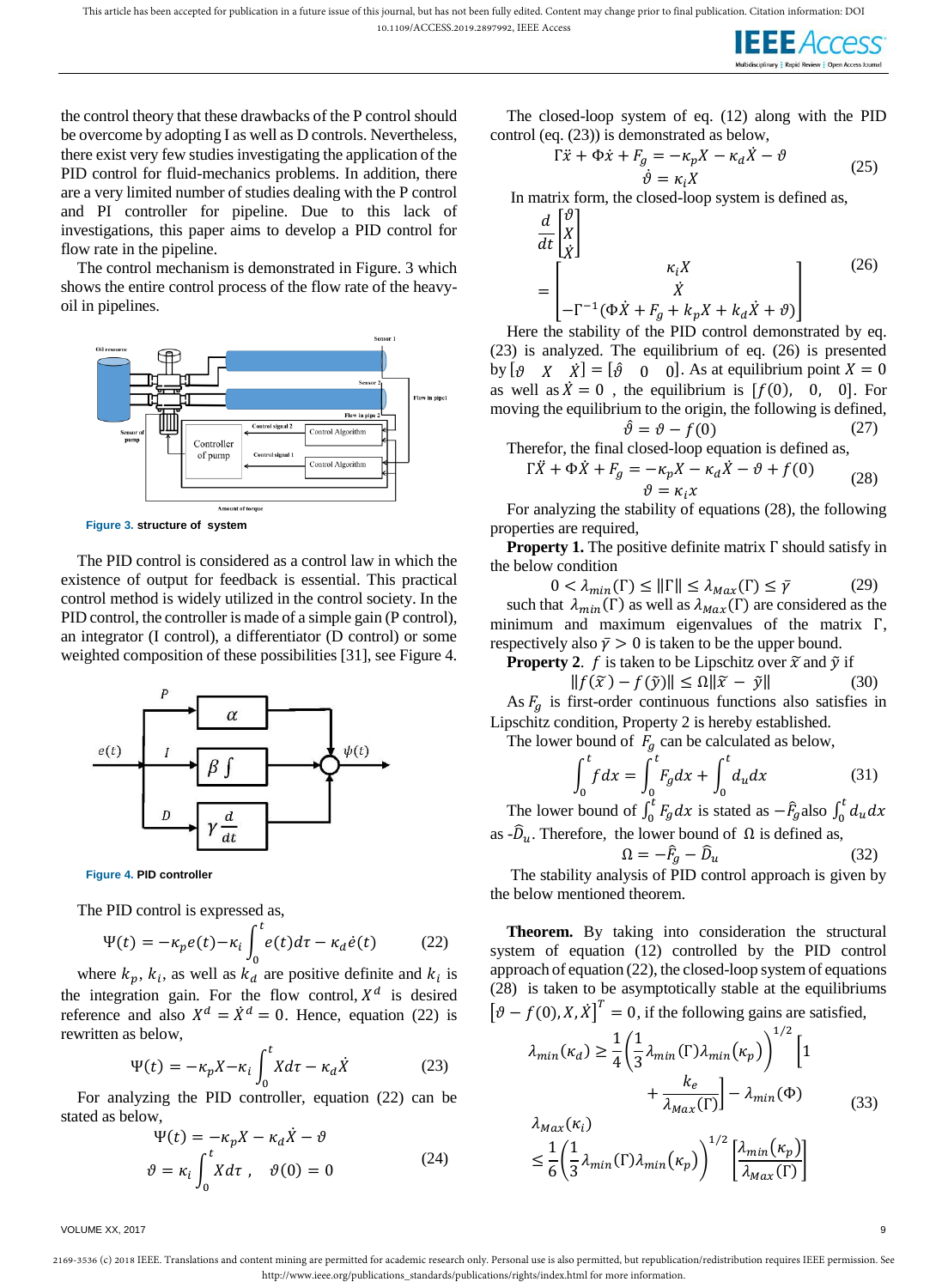the control theory that these drawbacks of the P control should be overcome by adopting I as well as D controls. Nevertheless, there exist very few studies investigating the application of the PID control for fluid-mechanics problems. In addition, there are a very limited number of studies dealing with the P control and PI controller for pipeline. Due to this lack of investigations, this paper aims to develop a PID control for flow rate in the pipeline.

The control mechanism is demonstrated in Figure. 3 which shows the entire control process of the flow rate of the heavy-oil in pipelines.

**Figure 3.** structure of system

The PID control is considered as a control law in which the existence of output for feedback is essential. This practical control method is widely utilized in the control society. In the PID control, the controller is made of a simple gain (P control), an integrator (I control), a differentiator (D control) or some weighted composition of these possibilities [31], see Figure 4.

**Figure 4.** PID controller

The PID control is expressed as,

$$\Psi(t) = -\kappa_p e(t) - \kappa_i \int_0^t e(t)d\tau - \kappa_d \dot{e}(t) \tag{22}$$

where $k_p$, $k_i$, as well as $k_d$ are positive definite and $k_i$ is the integration gain. For the flow control, $X^d$ is desired reference and also $X^d = \dot{X}^d = 0$. Hence, equation (22) is rewritten as below,

$$\Psi(t) = -\kappa_p X - \kappa_i \int_0^t X d\tau - \kappa_d \dot{X} \tag{23}$$

For analyzing the PID controller, equation (22) can be stated as below,

$$\Psi(t) = -\kappa_p X - \kappa_d \dot{X} - \vartheta$$
$$\vartheta = \kappa_i \int_0^t X d\tau, \quad \vartheta(0) = 0 \tag{24}$$

The closed-loop system of eq. (12) along with the PID control (eq. (23)) is demonstrated as below,

$$\Gamma \ddot{x} + \Phi \dot{x} + F_g = -\kappa_p X - \kappa_d \dot{X} - \vartheta$$
$$\dot{\vartheta} = \kappa_i X \tag{25}$$

In matrix form, the closed-loop system is defined as,

$$\frac{d}{dt}\begin{bmatrix} \vartheta \\ X \\ \dot{X} \end{bmatrix} = \begin{bmatrix} \kappa_i X \\ \dot{X} \\ -\Gamma^{-1}(\Phi \dot{X} + F_g + k_p X + k_d \dot{X} + \vartheta) \end{bmatrix} \tag{26}$$

Here the stability of the PID control demonstrated by eq. (23) is analyzed. The equilibrium of eq. (26) is presented by $[\vartheta \quad X \quad \dot{X}] = [\hat{\vartheta} \quad 0 \quad 0]$. As at equilibrium point $X = 0$ as well as $\dot{X} = 0$ , the equilibrium is $[f(0), \quad 0, \quad 0]$. For moving the equilibrium to the origin, the following is defined,

$$\hat{\vartheta} = \vartheta - f(0) \tag{27}$$

Therefor, the final closed-loop equation is defined as,

$$\Gamma \ddot{X} + \Phi \dot{X} + F_g = -\kappa_p X - \kappa_d \dot{X} - \vartheta + f(0)$$
$$\vartheta = \kappa_i x \tag{28}$$

For analyzing the stability of equations (28), the following properties are required,

**Property 1.** The positive definite matrix $\Gamma$ should satisfy in the below condition

$$0 < \lambda_{min}(\Gamma) \le \|\Gamma\| \le \lambda_{Max}(\Gamma) \le \bar{\gamma} \tag{29}$$

such that $\lambda_{min}(\Gamma)$ as well as $\lambda_{Max}(\Gamma)$ are considered as the minimum and maximum eigenvalues of the matrix $\Gamma$, respectively also $\bar{\gamma} > 0$ is taken to be the upper bound.

**Property 2**. $f$ is taken to be Lipschitz over $\tilde{x}$ and $\tilde{y}$ if

$$\|f(\tilde{x}) - f(\tilde{y})\| \le \Omega \|\tilde{x} - \tilde{y}\| \tag{30}$$

As $F_g$ is first-order continuous functions also satisfies in Lipschitz condition, Property 2 is hereby established.

The lower bound of $F_g$ can be calculated as below,

$$\int_0^t f dx = \int_0^t F_g dx + \int_0^t d_u dx \tag{31}$$

The lower bound of $\int_0^t F_g dx$ is stated as $-\hat{F}_g$ also $\int_0^t d_u dx$ as $-\hat{D}_u$. Therefore, the lower bound of $\Omega$ is defined as,

$$\Omega = -\hat{F}_g - \hat{D}_u \tag{32}$$

The stability analysis of PID control approach is given by the below mentioned theorem.

**Theorem.** By taking into consideration the structural system of equation (12) controlled by the PID control approach of equation (22), the closed-loop system of equation (28) is taken to be asymptotically stable at the equilibriums $[\vartheta - f(0), X, \dot{X}]^T = 0$, if the following gains are satisfied,

$$\lambda_{min}(\kappa_d) \ge \frac{1}{4}\left(\frac{1}{3}\lambda_{min}(\Gamma)\lambda_{min}(\kappa_p)\right)^{1/2}\left[1 + \frac{k_e}{\lambda_{Max}(\Gamma)}\right] - \lambda_{min}(\Phi)$$
$$\lambda_{Max}(\kappa_i) \le \frac{1}{6}\left(\frac{1}{3}\lambda_{min}(\Gamma)\lambda_{min}(\kappa_p)\right)^{1/2}\left[\frac{\lambda_{min}(\kappa_p)}{\lambda_{Max}(\Gamma)}\right] \tag{33}$$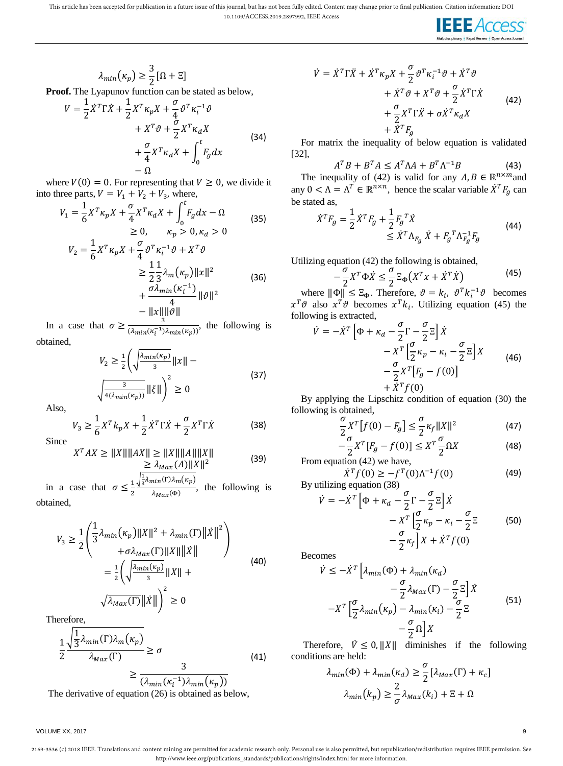$$\lambda_{min}(\kappa_p) \geq \frac{3}{2}[\Omega + \Xi]$$

**Proof.** The Lyapunov function can be stated as below,

$$V = \frac{1}{2}\dot{X}^T\Gamma\dot{X} + \frac{1}{2}X^T\kappa_p X + \frac{\sigma}{4}\vartheta^T\kappa_i^{-1}\vartheta + X^T\vartheta + \frac{\sigma}{2}X^T\kappa_d X + \frac{\sigma}{4}X^T\kappa_d X + \int_0^t F_g dx - \Omega \tag{34}$$

where $V(0) = 0$. For representing that $V \geq 0$, we divide it into three parts, $V = V_1 + V_2 + V_3$, where,

$$V_1 = \frac{1}{6}X^T\kappa_p X + \frac{\sigma}{4}X^T\kappa_d X + \int_0^t F_g dx - \Omega \geq 0, \quad \kappa_p > 0, \kappa_d > 0 \tag{35}$$

$$V_2 = \frac{1}{6}X^T\kappa_p X + \frac{\sigma}{4}\vartheta^T\kappa_i^{-1}\vartheta + X^T\vartheta \geq \frac{1}{2}\frac{1}{3}\lambda_m(\kappa_p)\|x\|^2 + \frac{\sigma\lambda_{min}(\kappa_i^{-1})}{4}\|\vartheta\|^2 - \|x\|\|\vartheta\| \tag{36}$$

In a case that $\sigma \geq \frac{3}{(\lambda_{min}(\kappa_i^{-1})\lambda_{min}(\kappa_p))}$, the following is obtained,

$$V_2 \geq \frac{1}{2}\left(\sqrt{\frac{\lambda_{min}(\kappa_p)}{3}}\|x\| - \sqrt{\frac{3}{4(\lambda_{min}(\kappa_p))}}\|\xi\|\right)^2 \geq 0 \tag{37}$$

Also,

$$V_3 \geq \frac{1}{6}X^T k_p X + \frac{1}{2}\dot{X}^T\Gamma\dot{X} + \frac{\sigma}{2}X^T\Gamma\dot{X} \tag{38}$$

Since

$$X^T AX \geq \|X\|\|AX\| \geq \|X\|\|A\|\|X\| \geq \lambda_{Max}(A)\|X\|^2 \tag{39}$$

in a case that $\sigma \leq \frac{1}{2}\frac{\sqrt{\frac{1}{3}\lambda_{min}(\Gamma)\lambda_m(\kappa_p)}}{\lambda_{Max}(\Phi)}$, the following is obtained,

$$V_3 \geq \frac{1}{2}\left(\frac{1}{3}\lambda_{min}(\kappa_p)\|X\|^2 + \lambda_{min}(\Gamma)\|\dot{X}\|^2 + \sigma\lambda_{Max}(\Gamma)\|X\|\|\dot{X}\|\right) = \frac{1}{2}\left(\sqrt{\frac{\lambda_{min}(\kappa_p)}{3}}\|X\| + \sqrt{\lambda_{Max}(\Gamma)}\|\dot{X}\|\right)^2 \geq 0 \tag{40}$$

Therefore,

$$\frac{1}{2}\frac{\sqrt{\frac{1}{3}\lambda_{min}(\Gamma)\lambda_m(\kappa_p)}}{\lambda_{Max}(\Gamma)} \geq \sigma \geq \frac{3}{(\lambda_{min}(\kappa_i^{-1})\lambda_{min}(\kappa_p))} \tag{41}$$

The derivative of equation (26) is obtained as below,

$$\dot{V} = \dot{X}^T\Gamma\ddot{X} + \dot{X}^T\kappa_p X + \frac{\sigma}{2}\vartheta^T\kappa_i^{-1}\vartheta + \dot{X}^T\vartheta + \dot{X}^T\vartheta + X^T\vartheta + \frac{\sigma}{2}\dot{X}^T\Gamma\dot{X} + \frac{\sigma}{2}X^T\Gamma\ddot{X} + \sigma\dot{X}^T\kappa_d X + \dot{X}^T F_g \tag{42}$$

For matrix the inequality of below equation is validated [32],

$$A^T B + B^T A \leq A^T\Lambda A + B^T\Lambda^{-1}B \tag{43}$$

The inequality of (42) is valid for any $A, B \in \mathbb{R}^{n\times m}$ and any $0 < \Lambda = \Lambda^T \in \mathbb{R}^{n\times n}$, hence the scalar variable $\dot{X}^T F_g$ can be stated as,

$$\dot{X}^T F_g = \frac{1}{2}\dot{X}^T F_g + \frac{1}{2}{F_g}^T\dot{X} \leq \dot{X}^T\Lambda_{F_g}\dot{X} + {F_g}^T\Lambda_{F_g}^{-1}F_g \tag{44}$$

Utilizing equation (42) the following is obtained,

$$-\frac{\sigma}{2}X^T\Phi\dot{X} \leq \frac{\sigma}{2}\Xi_\Phi(X^T x + \dot{X}^T\dot{X}) \tag{45}$$

where $\|\Phi\| \leq \Xi_\Phi$. Therefore, $\vartheta = k_i$, $\vartheta^T k_i^{-1}\vartheta$ becomes $x^T\vartheta$ also $x^T\vartheta$ becomes $x^T k_i$. Utilizing equation (45) the following is extracted,

$$\dot{V} = -\dot{X}^T\left[\Phi + \kappa_d - \frac{\sigma}{2}\Gamma - \frac{\sigma}{2}\Xi\right]\dot{X} - X^T\left[\frac{\sigma}{2}\kappa_p - \kappa_i - \frac{\sigma}{2}\Xi\right]X - \frac{\sigma}{2}X^T[F_g - f(0)] + \dot{X}^T f(0) \tag{46}$$

By applying the Lipschitz condition of equation (30) the following is obtained,

$$\frac{\sigma}{2}X^T[f(0) - F_g] \leq \frac{\sigma}{2}\kappa_f\|X\|^2 \tag{47}$$

$$-\frac{\sigma}{2}X^T[F_g - f(0)] \leq X^T\frac{\sigma}{2}\Omega X \tag{48}$$

From equation (42) we have,

$$\dot{X}^T f(0) \geq -f^T(0)\Lambda^{-1}f(0) \tag{49}$$

By utilizing equation (38)

$$\dot{V} = -\dot{X}^T\left[\Phi + \kappa_d - \frac{\sigma}{2}\Gamma - \frac{\sigma}{2}\Xi\right]\dot{X} - X^T\left[\frac{\sigma}{2}\kappa_p - \kappa_i - \frac{\sigma}{2}\Xi - \frac{\sigma}{2}\kappa_f\right]X + \dot{X}^T f(0) \tag{50}$$

Becomes

$$\dot{V} \leq -\dot{X}^T\left[\lambda_{min}(\Phi) + \lambda_{min}(\kappa_d) - \frac{\sigma}{2}\lambda_{Max}(\Gamma) - \frac{\sigma}{2}\Xi\right]\dot{X} - X^T\left[\frac{\sigma}{2}\lambda_{min}(\kappa_p) - \lambda_{min}(\kappa_i) - \frac{\sigma}{2}\Xi - \frac{\sigma}{2}\Omega\right]X \tag{51}$$

Therefore, $\dot{V} \leq 0, \|X\|$ diminishes if the following conditions are held:

$$\lambda_{min}(\Phi) + \lambda_{min}(\kappa_d) \geq \frac{\sigma}{2}[\lambda_{Max}(\Gamma) + \kappa_c]$$

$$\lambda_{min}(k_p) \geq \frac{2}{\sigma}\lambda_{Max}(k_i) + \Xi + \Omega$$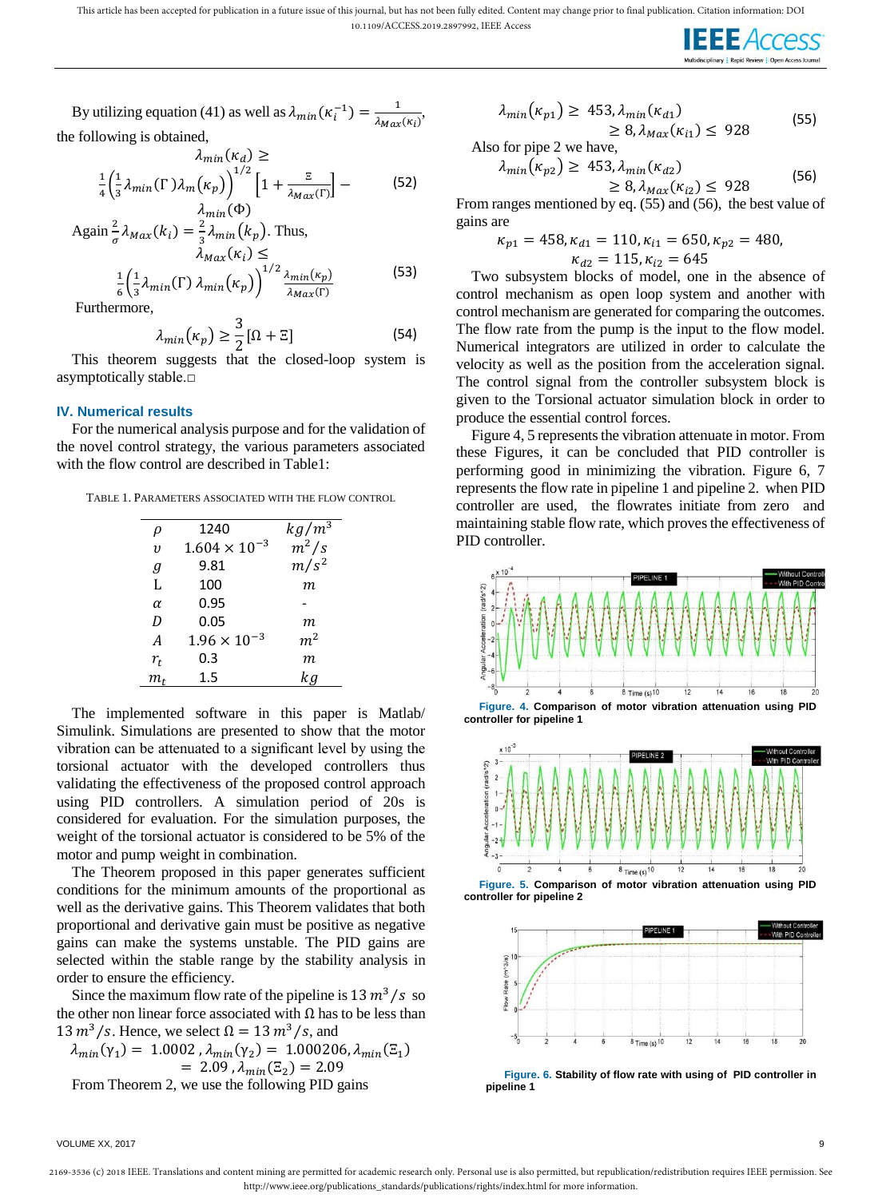By utilizing equation (41) as well as $\lambda_{min}(\kappa_i^{-1}) = \frac{1}{\lambda_{Max}(\kappa_i)}$, the following is obtained,

$$\lambda_{min}(\kappa_d) \geq \frac{1}{4}\left(\frac{1}{3}\lambda_{min}(\Gamma)\lambda_m(\kappa_p)\right)^{1/2}\left[1+\frac{\Xi}{\lambda_{Max}(\Gamma)}\right] - \lambda_{min}(\Phi) \tag{52}$$

Again $\frac{2}{\sigma}\lambda_{Max}(k_i) = \frac{2}{3}\lambda_{min}(k_p)$. Thus,

$$\lambda_{Max}(\kappa_i) \leq \frac{1}{6}\left(\frac{1}{3}\lambda_{min}(\Gamma)\,\lambda_{min}(\kappa_p)\right)^{1/2}\frac{\lambda_{min}(\kappa_p)}{\lambda_{Max}(\Gamma)} \tag{53}$$

Furthermore,

$$\lambda_{min}(\kappa_p) \geq \frac{3}{2}[\Omega + \Xi] \tag{54}$$

This theorem suggests that the closed-loop system is asymptotically stable.□

## IV. Numerical results

For the numerical analysis purpose and for the validation of the novel control strategy, the various parameters associated with the flow control are described in Table1:

TABLE 1. PARAMETERS ASSOCIATED WITH THE FLOW CONTROL

| | | |
|---|---|---|
| $\rho$ | 1240 | $kg/m^3$ |
| $\upsilon$ | $1.604 \times 10^{-3}$ | $m^2/s$ |
| $g$ | 9.81 | $m/s^2$ |
| L | 100 | $m$ |
| $\alpha$ | 0.95 | - |
| $D$ | 0.05 | $m$ |
| $A$ | $1.96 \times 10^{-3}$ | $m^2$ |
| $r_t$ | 0.3 | $m$ |
| $m_t$ | 1.5 | $kg$ |

The implemented software in this paper is Matlab/ Simulink. Simulations are presented to show that the motor vibration can be attenuated to a significant level by using the torsional actuator with the developed controllers thus validating the effectiveness of the proposed control approach using PID controllers. A simulation period of 20s is considered for evaluation. For the simulation purposes, the weight of the torsional actuator is considered to be 5% of the motor and pump weight in combination.

The Theorem proposed in this paper generates sufficient conditions for the minimum amounts of the proportional as well as the derivative gains. This Theorem validates that both proportional and derivative gain must be positive as negative gains can make the systems unstable. The PID gains are selected within the stable range by the stability analysis in order to ensure the efficiency.

Since the maximum flow rate of the pipeline is 13 $m^3/s$ so the other non linear force associated with $\Omega$ has to be less than 13 $m^3/s$. Hence, we select $\Omega = 13\, m^3/s$, and

$$\lambda_{min}(\Upsilon_1) = 1.0002,\ \lambda_{min}(\Upsilon_2) = 1.000206,\ \lambda_{min}(\Xi_1) = 2.09,\ \lambda_{min}(\Xi_2) = 2.09$$

From Theorem 2, we use the following PID gains

$$\lambda_{min}(\kappa_{p1}) \geq 453, \lambda_{min}(\kappa_{d1}) \geq 8, \lambda_{Max}(\kappa_{i1}) \leq 928 \tag{55}$$

Also for pipe 2 we have,

$$\lambda_{min}(\kappa_{p2}) \geq 453, \lambda_{min}(\kappa_{d2}) \geq 8, \lambda_{Max}(\kappa_{i2}) \leq 928 \tag{56}$$

From ranges mentioned by eq. (55) and (56), the best value of gains are

$$\kappa_{p1} = 458, \kappa_{d1} = 110, \kappa_{i1} = 650, \kappa_{p2} = 480, \kappa_{d2} = 115, \kappa_{i2} = 645$$

Two subsystem blocks of model, one in the absence of control mechanism as open loop system and another with control mechanism are generated for comparing the outcomes. The flow rate from the pump is the input to the flow model. Numerical integrators are utilized in order to calculate the velocity as well as the position from the acceleration signal. The control signal from the controller subsystem block is given to the Torsional actuator simulation block in order to produce the essential control forces.

Figure 4, 5 represents the vibration attenuate in motor. From these Figures, it can be concluded that PID controller is performing good in minimizing the vibration. Figure 6, 7 represents the flow rate in pipeline 1 and pipeline 2. when PID controller are used, the flowrates initiate from zero and maintaining stable flow rate, which proves the effectiveness of PID controller.

**Figure. 4. Comparison of motor vibration attenuation using PID controller for pipeline 1**

**Figure. 5. Comparison of motor vibration attenuation using PID controller for pipeline 2**

**Figure. 6. Stability of flow rate with using of PID controller in pipeline 1**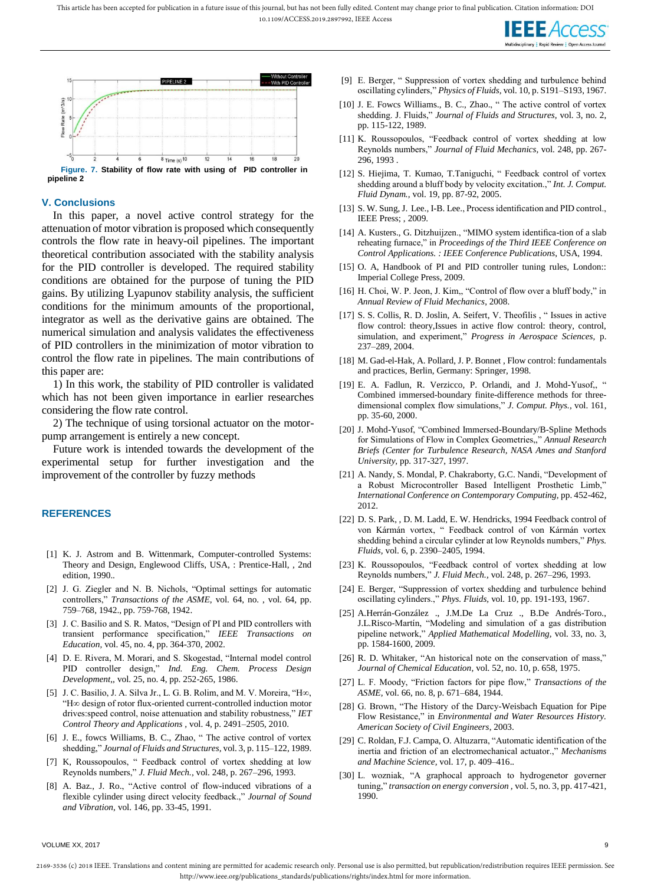**Figure. 7. Stability of flow rate with using of PID controller in pipeline 2**

## V. Conclusions

In this paper, a novel active control strategy for the attenuation of motor vibration is proposed which consequently controls the flow rate in heavy-oil pipelines. The important theoretical contribution associated with the stability analysis for the PID controller is developed. The required stability conditions are obtained for the purpose of tuning the PID gains. By utilizing Lyapunov stability analysis, the sufficient conditions for the minimum amounts of the proportional, integrator as well as the derivative gains are obtained. The numerical simulation and analysis validates the effectiveness of PID controllers in the minimization of motor vibration to control the flow rate in pipelines. The main contributions of this paper are:

1) In this work, the stability of PID controller is validated which has not been given importance in earlier researches considering the flow rate control.

2) The technique of using torsional actuator on the motor-pump arrangement is entirely a new concept.

Future work is intended towards the development of the experimental setup for further investigation and the improvement of the controller by fuzzy methods

## REFERENCES

[1] K. J. Astrom and B. Wittenmark, Computer-controlled Systems: Theory and Design, Englewood Cliffs, USA, : Prentice-Hall, , 2nd edition, 1990..

[2] J. G. Ziegler and N. B. Nichols, "Optimal settings for automatic controllers," *Transactions of the ASME,* vol. 64, no. , vol. 64, pp. 759–768, 1942., pp. 759-768, 1942.

[3] J. C. Basilio and S. R. Matos, "Design of PI and PID controllers with transient performance specification," *IEEE Transactions on Education,* vol. 45, no. 4, pp. 364-370, 2002.

[4] D. E. Rivera, M. Morari, and S. Skogestad, "Internal model control PID controller design," *Ind. Eng. Chem. Process Design Development,*, vol. 25, no. 4, pp. 252-265, 1986.

[5] J. C. Basilio, J. A. Silva Jr., L. G. B. Rolim, and M. V. Moreira, "H∞, "H∞ design of rotor flux-oriented current-controlled induction motor drives:speed control, noise attenuation and stability robustness," *IET Control Theory and Applications* , vol. 4, p. 2491–2505, 2010.

[6] J. E., fowcs Williams, B. C., Zhao, " The active control of vortex shedding," *Journal of Fluids and Structures,* vol. 3, p. 115–122, 1989.

[7] K, Roussopoulos, " Feedback control of vortex shedding at low Reynolds numbers," *J. Fluid Mech.,* vol. 248, p. 267–296, 1993.

[8] A. Baz., J. Ro., "Active control of flow-induced vibrations of a flexible cylinder using direct velocity feedback.," *Journal of Sound and Vibration,* vol. 146, pp. 33-45, 1991.

[9] E. Berger, " Suppression of vortex shedding and turbulence behind oscillating cylinders," *Physics of Fluids,* vol. 10, p. S191–S193, 1967.

[10] J. E. Fowcs Williams., B. C., Zhao., " The active control of vortex shedding. J. Fluids," *Journal of Fluids and Structures,* vol. 3, no. 2, pp. 115-122, 1989.

[11] K. Roussopoulos, "Feedback control of vortex shedding at low Reynolds numbers," *Journal of Fluid Mechanics,* vol. 248, pp. 267-296, 1993 .

[12] S. Hiejima, T. Kumao, T.Taniguchi, " Feedback control of vortex shedding around a bluff body by velocity excitation.," *Int. J. Comput. Fluid Dynam.,* vol. 19, pp. 87-92, 2005.

[13] S. W. Sung, J. Lee., I-B. Lee., Process identification and PID control., IEEE Press; , 2009.

[14] A. Kusters., G. Ditzhuijzen., "MIMO system identifica-tion of a slab reheating furnace," in *Proceedings of the Third IEEE Conference on Control Applications. : IEEE Conference Publications,* USA, 1994.

[15] O. A, Handbook of PI and PID controller tuning rules, London:: Imperial College Press, 2009.

[16] H. Choi, W. P. Jeon, J. Kim,, "Control of flow over a bluff body," in *Annual Review of Fluid Mechanics,* 2008.

[17] S. S. Collis, R. D. Joslin, A. Seifert, V. Theofilis , " Issues in active flow control: theory,Issues in active flow control: theory, control, simulation, and experiment," *Progress in Aerospace Sciences,* p. 237–289, 2004.

[18] M. Gad-el-Hak, A. Pollard, J. P. Bonnet , Flow control: fundamentals and practices, Berlin, Germany: Springer, 1998.

[19] E. A. Fadlun, R. Verzicco, P. Orlandi, and J. Mohd-Yusof,, " Combined immersed-boundary finite-difference methods for three-dimensional complex flow simulations," *J. Comput. Phys.,* vol. 161, pp. 35-60, 2000.

[20] J. Mohd-Yusof, "Combined Immersed-Boundary/B-Spline Methods for Simulations of Flow in Complex Geometries,," *Annual Research Briefs (Center for Turbulence Research, NASA Ames and Stanford University,* pp. 317-327, 1997.

[21] A. Nandy, S. Mondal, P. Chakraborty, G.C. Nandi, "Development of a Robust Microcontroller Based Intelligent Prosthetic Limb," *International Conference on Contemporary Computing,* pp. 452-462, 2012.

[22] D. S. Park, , D. M. Ladd, E. W. Hendricks, 1994 Feedback control of von Kármán vortex, " Feedback control of von Kármán vortex shedding behind a circular cylinder at low Reynolds numbers," *Phys. Fluids,* vol. 6, p. 2390–2405, 1994.

[23] K. Roussopoulos, "Feedback control of vortex shedding at low Reynolds numbers," *J. Fluid Mech.,* vol. 248, p. 267–296, 1993.

[24] E. Berger, "Suppression of vortex shedding and turbulence behind oscillating cylinders.," *Phys. Fluids,* vol. 10, pp. 191-193, 1967.

[25] A.Herrán-González ., J.M.De La Cruz ., B.De Andrés-Toro., J.L.Risco-Martín, "Modeling and simulation of a gas distribution pipeline network," *Applied Mathematical Modelling,* vol. 33, no. 3, pp. 1584-1600, 2009.

[26] R. D. Whitaker, "An historical note on the conservation of mass," *Journal of Chemical Education,* vol. 52, no. 10, p. 658, 1975.

[27] L. F. Moody, "Friction factors for pipe flow," *Transactions of the ASME,* vol. 66, no. 8, p. 671–684, 1944.

[28] G. Brown, "The History of the Darcy-Weisbach Equation for Pipe Flow Resistance," in *Environmental and Water Resources History. American Society of Civil Engineers,* 2003.

[29] C. Roldan, F.J. Campa, O. Altuzarra, "Automatic identification of the inertia and friction of an electromechanical actuator.," *Mechanisms and Machine Science,* vol. 17, p. 409–416..

[30] L. wozniak, "A graphocal approach to hydrogenetor governer tuning," *transaction on energy conversion* , vol. 5, no. 3, pp. 417-421, 1990.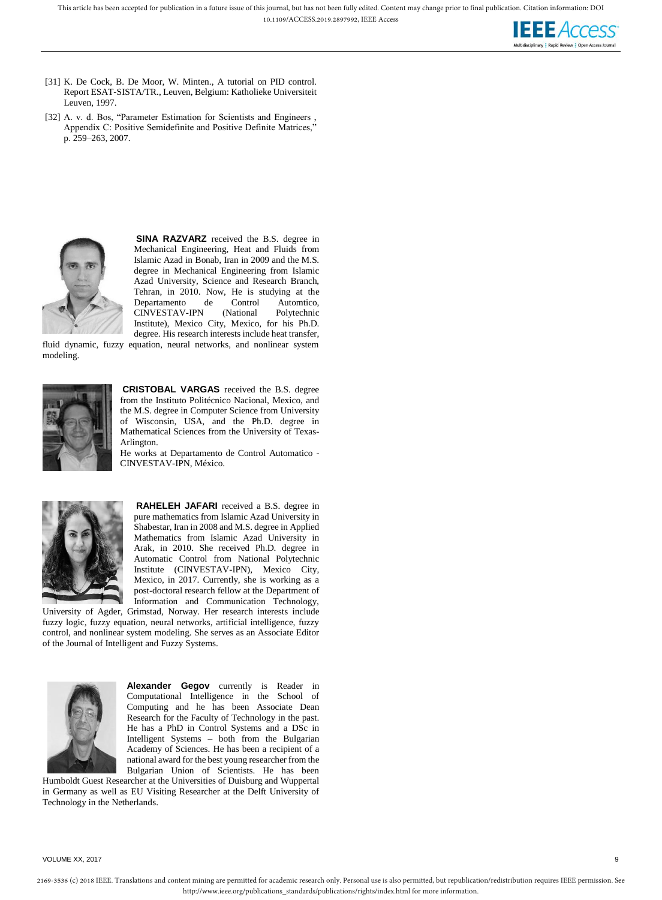[31] K. De Cock, B. De Moor, W. Minten., A tutorial on PID control. Report ESAT-SISTA/TR., Leuven, Belgium: Katholieke Universiteit Leuven, 1997.

[32] A. v. d. Bos, "Parameter Estimation for Scientists and Engineers , Appendix C: Positive Semidefinite and Positive Definite Matrices," p. 259–263, 2007.

**SINA RAZVARZ** received the B.S. degree in Mechanical Engineering, Heat and Fluids from Islamic Azad in Bonab, Iran in 2009 and the M.S. degree in Mechanical Engineering from Islamic Azad University, Science and Research Branch, Tehran, in 2010. Now, He is studying at the Departamento de Control Automtico, CINVESTAV-IPN (National Polytechnic Institute), Mexico City, Mexico, for his Ph.D. degree. His research interests include heat transfer, fluid dynamic, fuzzy equation, neural networks, and nonlinear system modeling.

**CRISTOBAL VARGAS** received the B.S. degree from the Instituto Politécnico Nacional, Mexico, and the M.S. degree in Computer Science from University of Wisconsin, USA, and the Ph.D. degree in Mathematical Sciences from the University of Texas-Arlington.
He works at Departamento de Control Automatico - CINVESTAV-IPN, México.

**RAHELEH JAFARI** received a B.S. degree in pure mathematics from Islamic Azad University in Shabestar, Iran in 2008 and M.S. degree in Applied Mathematics from Islamic Azad University in Arak, in 2010. She received Ph.D. degree in Automatic Control from National Polytechnic Institute (CINVESTAV-IPN), Mexico City, Mexico, in 2017. Currently, she is working as a post-doctoral research fellow at the Department of Information and Communication Technology, University of Agder, Grimstad, Norway. Her research interests include fuzzy logic, fuzzy equation, neural networks, artificial intelligence, fuzzy control, and nonlinear system modeling. She serves as an Associate Editor of the Journal of Intelligent and Fuzzy Systems.

**Alexander Gegov** currently is Reader in Computational Intelligence in the School of Computing and he has been Associate Dean Research for the Faculty of Technology in the past. He has a PhD in Control Systems and a DSc in Intelligent Systems – both from the Bulgarian Academy of Sciences. He has been a recipient of a national award for the best young researcher from the Bulgarian Union of Scientists. He has been Humboldt Guest Researcher at the Universities of Duisburg and Wuppertal in Germany as well as EU Visiting Researcher at the Delft University of Technology in the Netherlands.